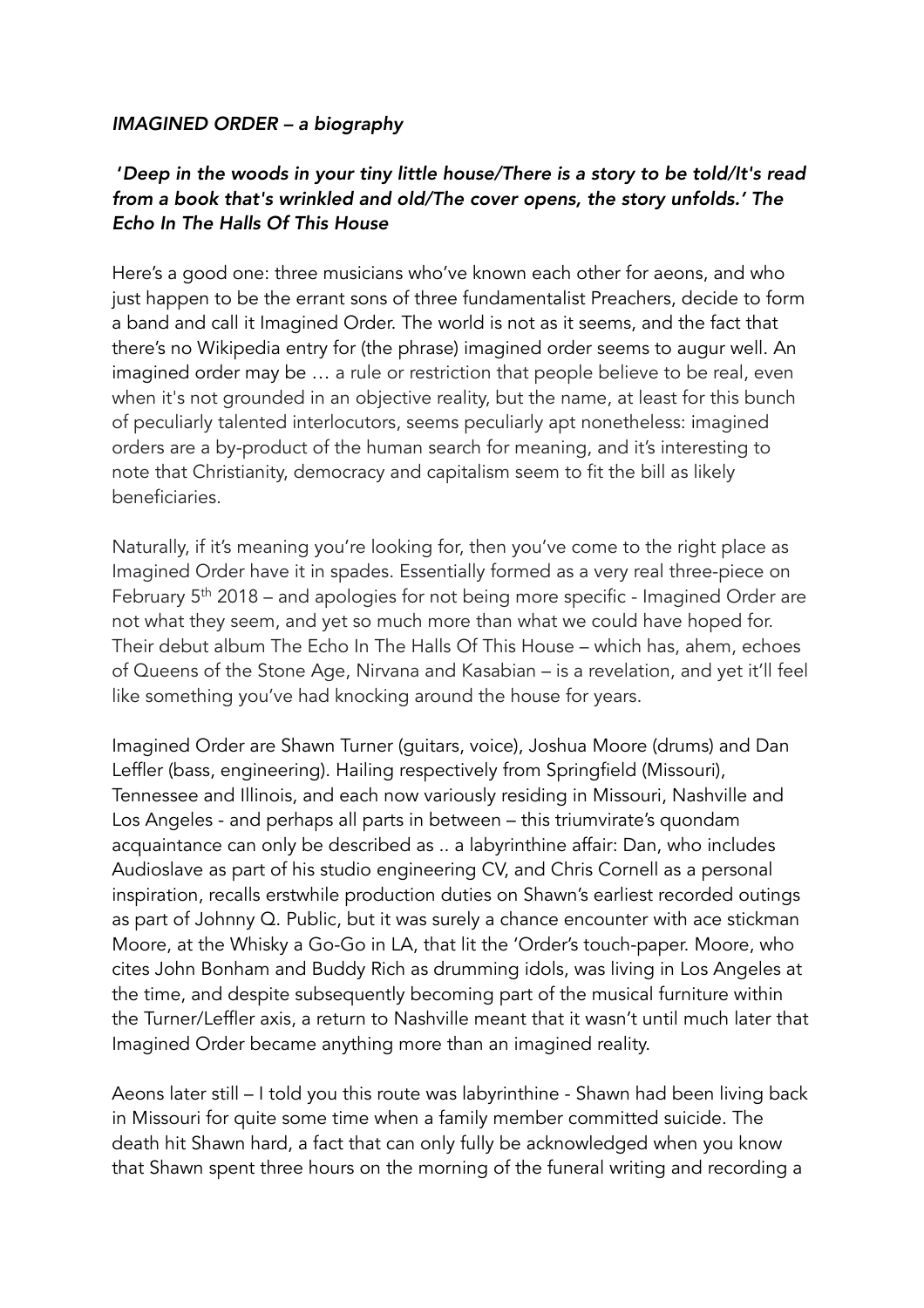*IMAGINED ORDER – a biography*

***'Deep in the woods in your tiny little house/There is a story to be told/It's read from a book that's wrinkled and old/The cover opens, the story unfolds.' The Echo In The Halls Of This House***

Here's a good one: three musicians who've known each other for aeons, and who just happen to be the errant sons of three fundamentalist Preachers, decide to form a band and call it Imagined Order. The world is not as it seems, and the fact that there's no Wikipedia entry for (the phrase) imagined order seems to augur well. An imagined order may be … a rule or restriction that people believe to be real, even when it's not grounded in an objective reality, but the name, at least for this bunch of peculiarly talented interlocutors, seems peculiarly apt nonetheless: imagined orders are a by-product of the human search for meaning, and it's interesting to note that Christianity, democracy and capitalism seem to fit the bill as likely beneficiaries.

Naturally, if it's meaning you're looking for, then you've come to the right place as Imagined Order have it in spades. Essentially formed as a very real three-piece on February 5th 2018 – and apologies for not being more specific - Imagined Order are not what they seem, and yet so much more than what we could have hoped for. Their debut album The Echo In The Halls Of This House – which has, ahem, echoes of Queens of the Stone Age, Nirvana and Kasabian – is a revelation, and yet it'll feel like something you've had knocking around the house for years.

Imagined Order are Shawn Turner (guitars, voice), Joshua Moore (drums) and Dan Leffler (bass, engineering). Hailing respectively from Springfield (Missouri), Tennessee and Illinois, and each now variously residing in Missouri, Nashville and Los Angeles - and perhaps all parts in between – this triumvirate's quondam acquaintance can only be described as .. a labyrinthine affair: Dan, who includes Audioslave as part of his studio engineering CV, and Chris Cornell as a personal inspiration, recalls erstwhile production duties on Shawn's earliest recorded outings as part of Johnny Q. Public, but it was surely a chance encounter with ace stickman Moore, at the Whisky a Go-Go in LA, that lit the 'Order's touch-paper. Moore, who cites John Bonham and Buddy Rich as drumming idols, was living in Los Angeles at the time, and despite subsequently becoming part of the musical furniture within the Turner/Leffler axis, a return to Nashville meant that it wasn't until much later that Imagined Order became anything more than an imagined reality.

Aeons later still – I told you this route was labyrinthine - Shawn had been living back in Missouri for quite some time when a family member committed suicide. The death hit Shawn hard, a fact that can only fully be acknowledged when you know that Shawn spent three hours on the morning of the funeral writing and recording a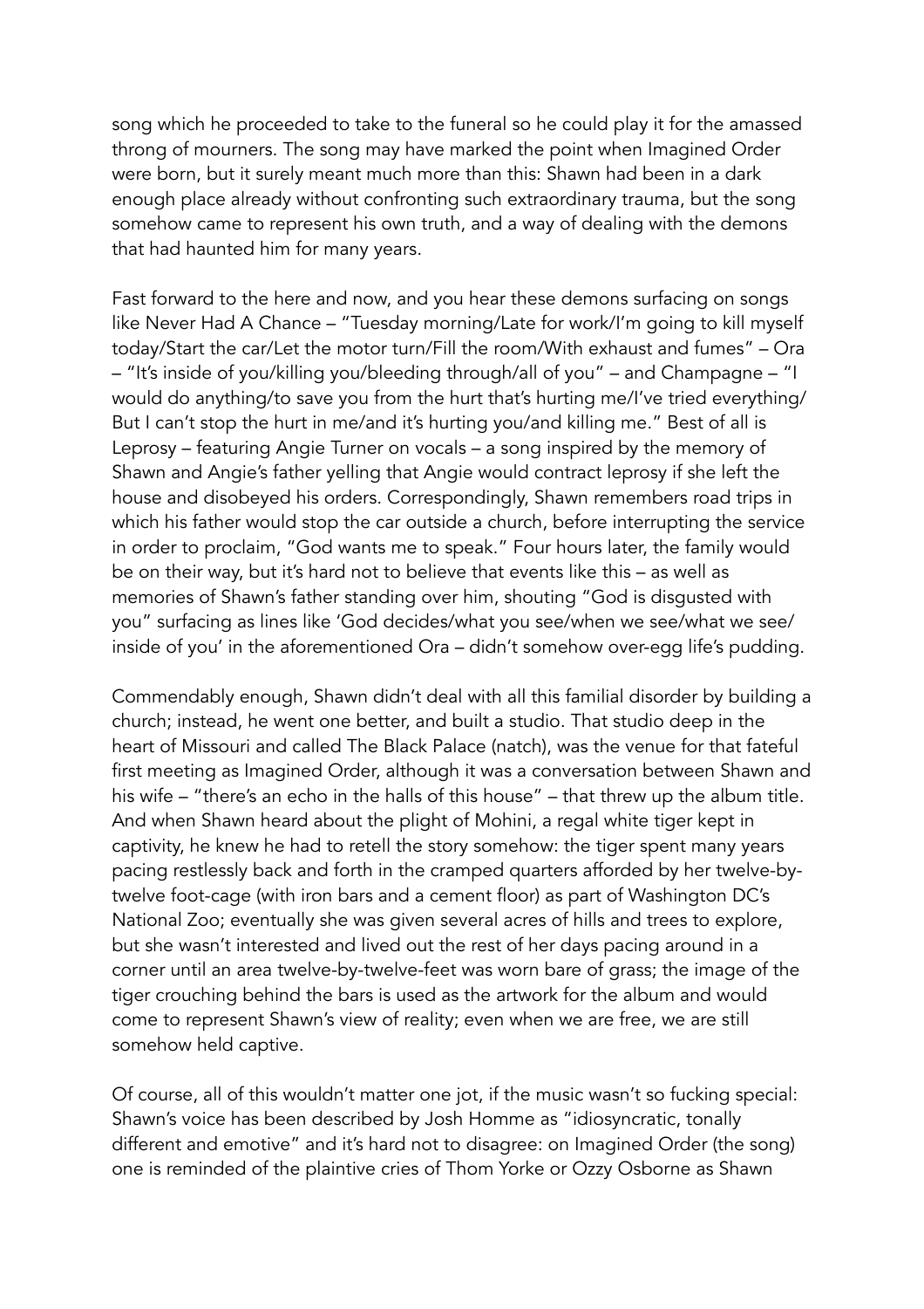song which he proceeded to take to the funeral so he could play it for the amassed throng of mourners. The song may have marked the point when Imagined Order were born, but it surely meant much more than this: Shawn had been in a dark enough place already without confronting such extraordinary trauma, but the song somehow came to represent his own truth, and a way of dealing with the demons that had haunted him for many years.

Fast forward to the here and now, and you hear these demons surfacing on songs like Never Had A Chance – "Tuesday morning/Late for work/I'm going to kill myself today/Start the car/Let the motor turn/Fill the room/With exhaust and fumes" – Ora – "It's inside of you/killing you/bleeding through/all of you" – and Champagne – "I would do anything/to save you from the hurt that's hurting me/I've tried everything/ But I can't stop the hurt in me/and it's hurting you/and killing me." Best of all is Leprosy – featuring Angie Turner on vocals – a song inspired by the memory of Shawn and Angie's father yelling that Angie would contract leprosy if she left the house and disobeyed his orders. Correspondingly, Shawn remembers road trips in which his father would stop the car outside a church, before interrupting the service in order to proclaim, "God wants me to speak." Four hours later, the family would be on their way, but it's hard not to believe that events like this – as well as memories of Shawn's father standing over him, shouting "God is disgusted with you" surfacing as lines like 'God decides/what you see/when we see/what we see/ inside of you' in the aforementioned Ora – didn't somehow over-egg life's pudding.

Commendably enough, Shawn didn't deal with all this familial disorder by building a church; instead, he went one better, and built a studio. That studio deep in the heart of Missouri and called The Black Palace (natch), was the venue for that fateful first meeting as Imagined Order, although it was a conversation between Shawn and his wife – "there's an echo in the halls of this house" – that threw up the album title. And when Shawn heard about the plight of Mohini, a regal white tiger kept in captivity, he knew he had to retell the story somehow: the tiger spent many years pacing restlessly back and forth in the cramped quarters afforded by her twelve-by-twelve foot-cage (with iron bars and a cement floor) as part of Washington DC's National Zoo; eventually she was given several acres of hills and trees to explore, but she wasn't interested and lived out the rest of her days pacing around in a corner until an area twelve-by-twelve-feet was worn bare of grass; the image of the tiger crouching behind the bars is used as the artwork for the album and would come to represent Shawn's view of reality; even when we are free, we are still somehow held captive.

Of course, all of this wouldn't matter one jot, if the music wasn't so fucking special: Shawn's voice has been described by Josh Homme as "idiosyncratic, tonally different and emotive" and it's hard not to disagree: on Imagined Order (the song) one is reminded of the plaintive cries of Thom Yorke or Ozzy Osborne as Shawn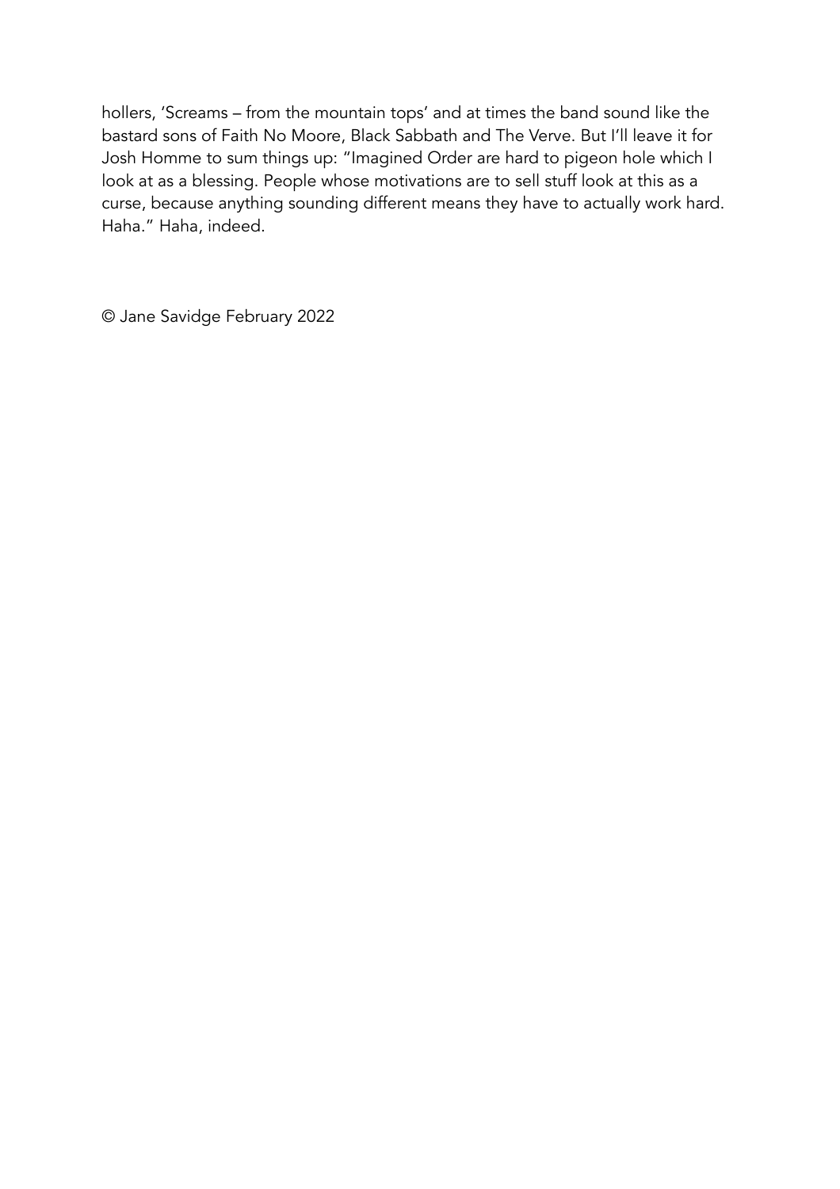hollers, 'Screams – from the mountain tops' and at times the band sound like the bastard sons of Faith No Moore, Black Sabbath and The Verve. But I'll leave it for Josh Homme to sum things up: "Imagined Order are hard to pigeon hole which I look at as a blessing. People whose motivations are to sell stuff look at this as a curse, because anything sounding different means they have to actually work hard. Haha." Haha, indeed.

© Jane Savidge February 2022